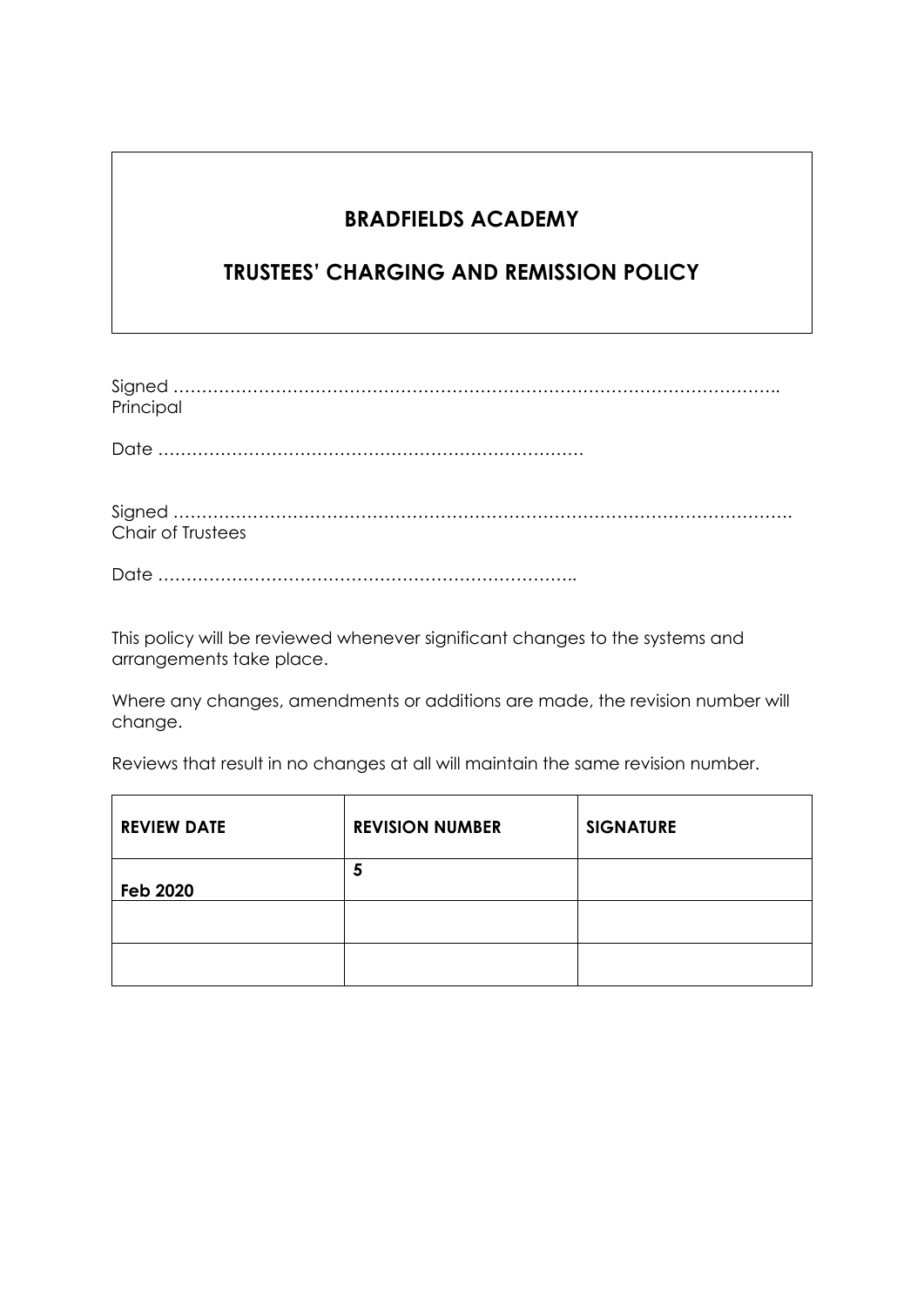# BRADFIELDS ACADEMY

## TRUSTEES' CHARGING AND REMISSION POLICY

Signed ……………………………………………………………………………………………..
Principal

Date …………………………………………………………………

Signed ……………………………………………………………………………………………….
Chair of Trustees

Date ………………………………………………………………..

This policy will be reviewed whenever significant changes to the systems and arrangements take place.

Where any changes, amendments or additions are made, the revision number will change.

Reviews that result in no changes at all will maintain the same revision number.

| REVIEW DATE | REVISION NUMBER | SIGNATURE |
|---|---|---|
| Feb 2020 | 5 | |
| | | |
| | | |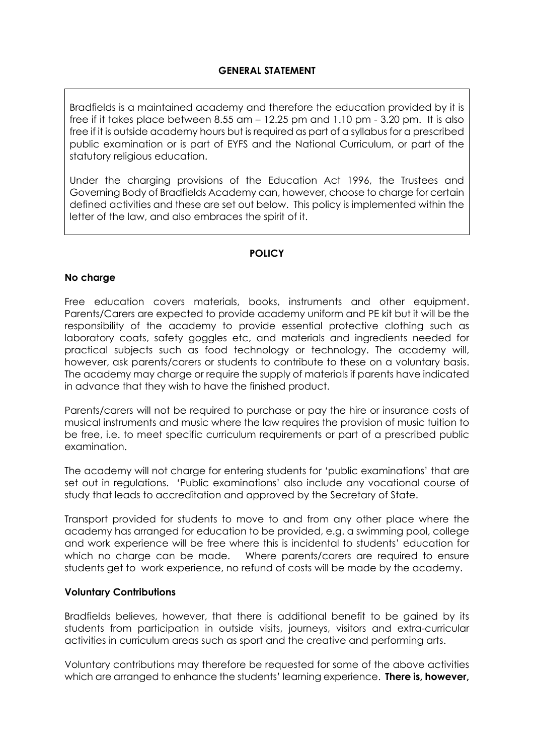## GENERAL STATEMENT

Bradfields is a maintained academy and therefore the education provided by it is free if it takes place between 8.55 am – 12.25 pm and 1.10 pm - 3.20 pm. It is also free if it is outside academy hours but is required as part of a syllabus for a prescribed public examination or is part of EYFS and the National Curriculum, or part of the statutory religious education.

Under the charging provisions of the Education Act 1996, the Trustees and Governing Body of Bradfields Academy can, however, choose to charge for certain defined activities and these are set out below. This policy is implemented within the letter of the law, and also embraces the spirit of it.

## POLICY

### No charge

Free education covers materials, books, instruments and other equipment. Parents/Carers are expected to provide academy uniform and PE kit but it will be the responsibility of the academy to provide essential protective clothing such as laboratory coats, safety goggles etc, and materials and ingredients needed for practical subjects such as food technology or technology. The academy will, however, ask parents/carers or students to contribute to these on a voluntary basis. The academy may charge or require the supply of materials if parents have indicated in advance that they wish to have the finished product.

Parents/carers will not be required to purchase or pay the hire or insurance costs of musical instruments and music where the law requires the provision of music tuition to be free, i.e. to meet specific curriculum requirements or part of a prescribed public examination.

The academy will not charge for entering students for 'public examinations' that are set out in regulations. 'Public examinations' also include any vocational course of study that leads to accreditation and approved by the Secretary of State.

Transport provided for students to move to and from any other place where the academy has arranged for education to be provided, e.g. a swimming pool, college and work experience will be free where this is incidental to students' education for which no charge can be made. Where parents/carers are required to ensure students get to work experience, no refund of costs will be made by the academy.

### Voluntary Contributions

Bradfields believes, however, that there is additional benefit to be gained by its students from participation in outside visits, journeys, visitors and extra-curricular activities in curriculum areas such as sport and the creative and performing arts.

Voluntary contributions may therefore be requested for some of the above activities which are arranged to enhance the students' learning experience. **There is, however,**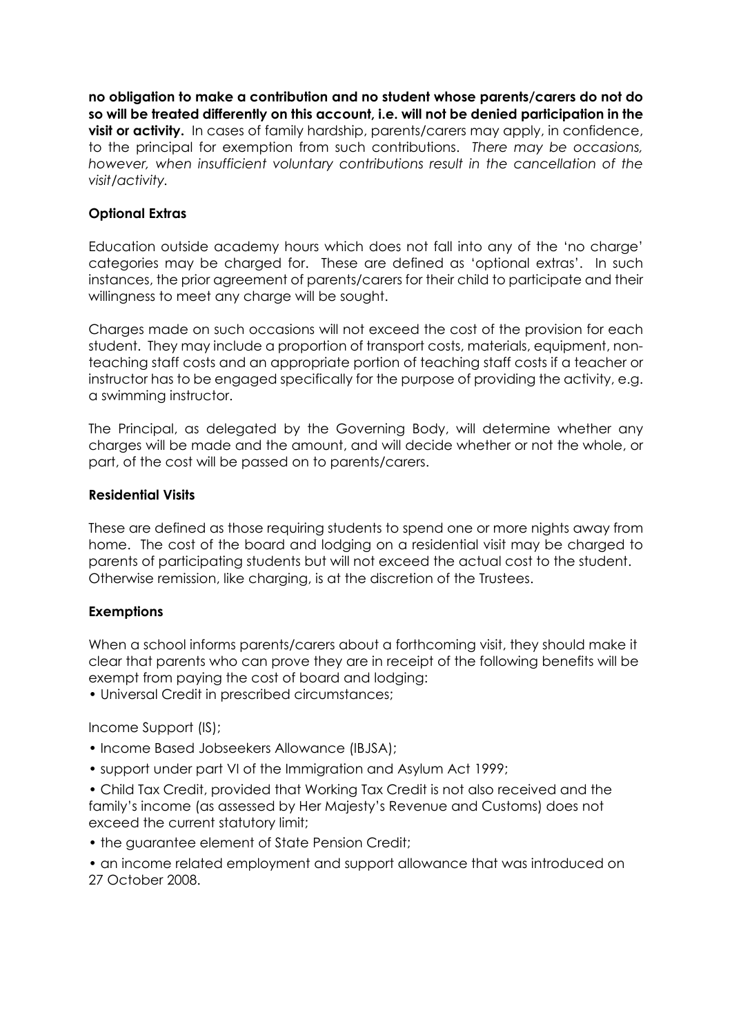**no obligation to make a contribution and no student whose parents/carers do not do so will be treated differently on this account, i.e. will not be denied participation in the visit or activity.** In cases of family hardship, parents/carers may apply, in confidence, to the principal for exemption from such contributions. *There may be occasions, however, when insufficient voluntary contributions result in the cancellation of the visit/activity.*

**Optional Extras**

Education outside academy hours which does not fall into any of the 'no charge' categories may be charged for. These are defined as 'optional extras'. In such instances, the prior agreement of parents/carers for their child to participate and their willingness to meet any charge will be sought.

Charges made on such occasions will not exceed the cost of the provision for each student. They may include a proportion of transport costs, materials, equipment, non-teaching staff costs and an appropriate portion of teaching staff costs if a teacher or instructor has to be engaged specifically for the purpose of providing the activity, e.g. a swimming instructor.

The Principal, as delegated by the Governing Body, will determine whether any charges will be made and the amount, and will decide whether or not the whole, or part, of the cost will be passed on to parents/carers.

**Residential Visits**

These are defined as those requiring students to spend one or more nights away from home. The cost of the board and lodging on a residential visit may be charged to parents of participating students but will not exceed the actual cost to the student. Otherwise remission, like charging, is at the discretion of the Trustees.

**Exemptions**

When a school informs parents/carers about a forthcoming visit, they should make it clear that parents who can prove they are in receipt of the following benefits will be exempt from paying the cost of board and lodging:

- Universal Credit in prescribed circumstances;

Income Support (IS);

- Income Based Jobseekers Allowance (IBJSA);
- support under part VI of the Immigration and Asylum Act 1999;
- Child Tax Credit, provided that Working Tax Credit is not also received and the family's income (as assessed by Her Majesty's Revenue and Customs) does not exceed the current statutory limit;
- the guarantee element of State Pension Credit;
- an income related employment and support allowance that was introduced on 27 October 2008.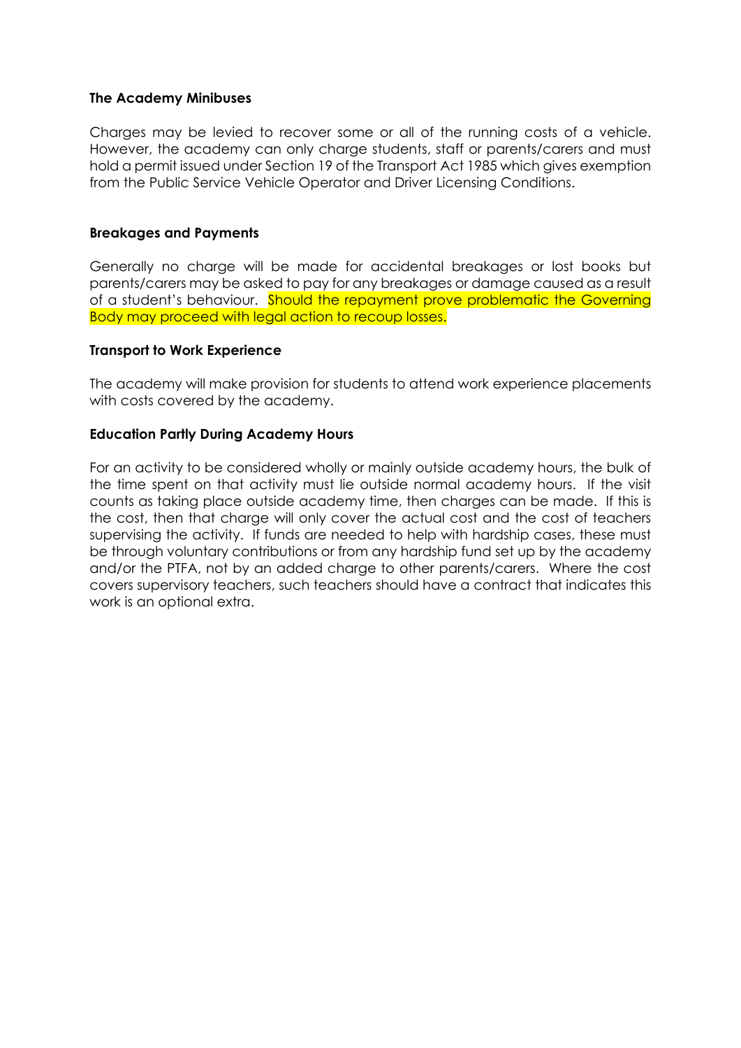**The Academy Minibuses**

Charges may be levied to recover some or all of the running costs of a vehicle. However, the academy can only charge students, staff or parents/carers and must hold a permit issued under Section 19 of the Transport Act 1985 which gives exemption from the Public Service Vehicle Operator and Driver Licensing Conditions.

**Breakages and Payments**

Generally no charge will be made for accidental breakages or lost books but parents/carers may be asked to pay for any breakages or damage caused as a result of a student's behaviour. Should the repayment prove problematic the Governing Body may proceed with legal action to recoup losses.

**Transport to Work Experience**

The academy will make provision for students to attend work experience placements with costs covered by the academy.

**Education Partly During Academy Hours**

For an activity to be considered wholly or mainly outside academy hours, the bulk of the time spent on that activity must lie outside normal academy hours. If the visit counts as taking place outside academy time, then charges can be made. If this is the cost, then that charge will only cover the actual cost and the cost of teachers supervising the activity. If funds are needed to help with hardship cases, these must be through voluntary contributions or from any hardship fund set up by the academy and/or the PTFA, not by an added charge to other parents/carers. Where the cost covers supervisory teachers, such teachers should have a contract that indicates this work is an optional extra.